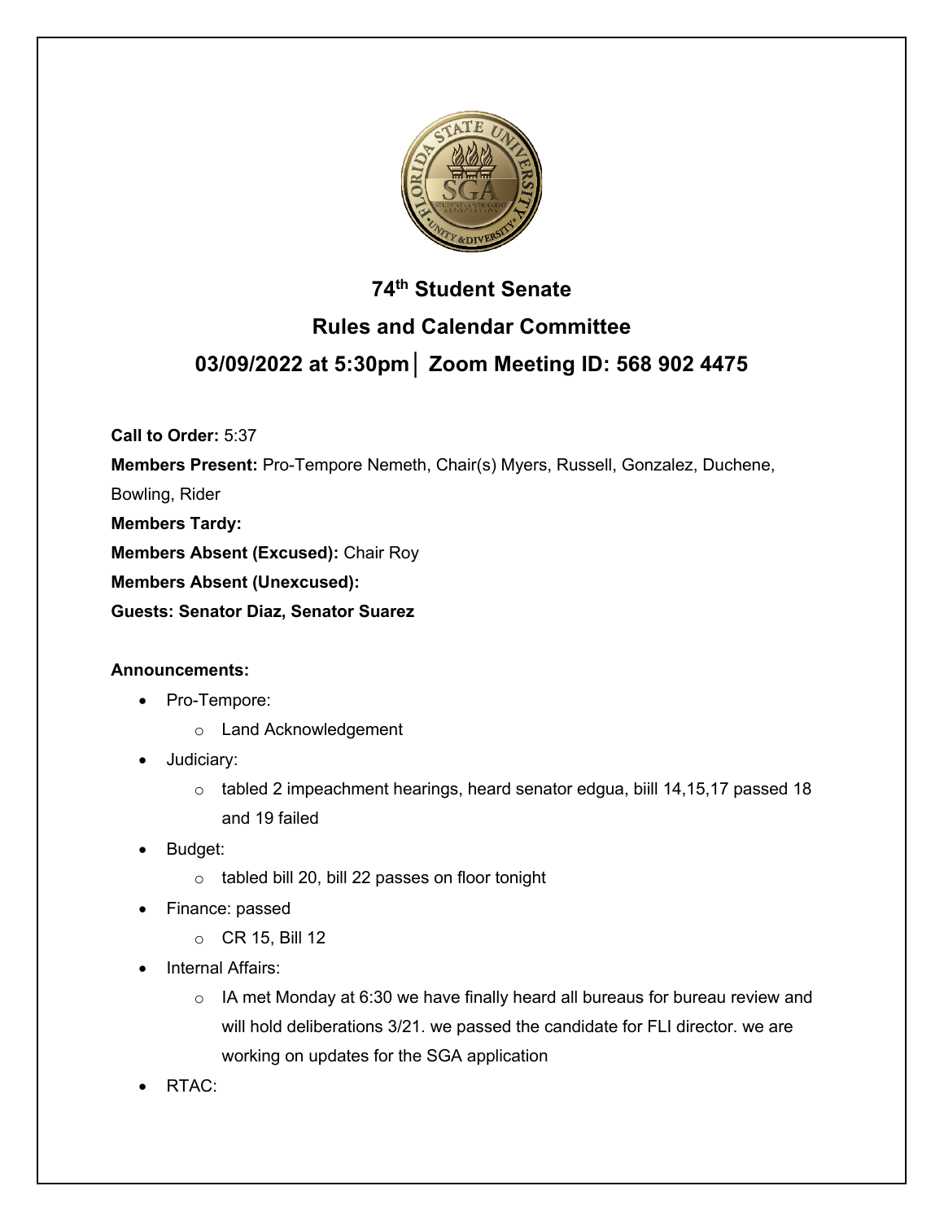# 74th Student Senate

## Rules and Calendar Committee

## 03/09/2022 at 5:30pm│ Zoom Meeting ID: 568 902 4475

**Call to Order:** 5:37

**Members Present:** Pro-Tempore Nemeth, Chair(s) Myers, Russell, Gonzalez, Duchene, Bowling, Rider

**Members Tardy:**

**Members Absent (Excused):** Chair Roy

**Members Absent (Unexcused):**

**Guests: Senator Diaz, Senator Suarez**

**Announcements:**

- Pro-Tempore:
  - Land Acknowledgement
- Judiciary:
  - tabled 2 impeachment hearings, heard senator edgua, biill 14,15,17 passed 18 and 19 failed
- Budget:
  - tabled bill 20, bill 22 passes on floor tonight
- Finance: passed
  - CR 15, Bill 12
- Internal Affairs:
  - IA met Monday at 6:30 we have finally heard all bureaus for bureau review and will hold deliberations 3/21. we passed the candidate for FLI director. we are working on updates for the SGA application
- RTAC: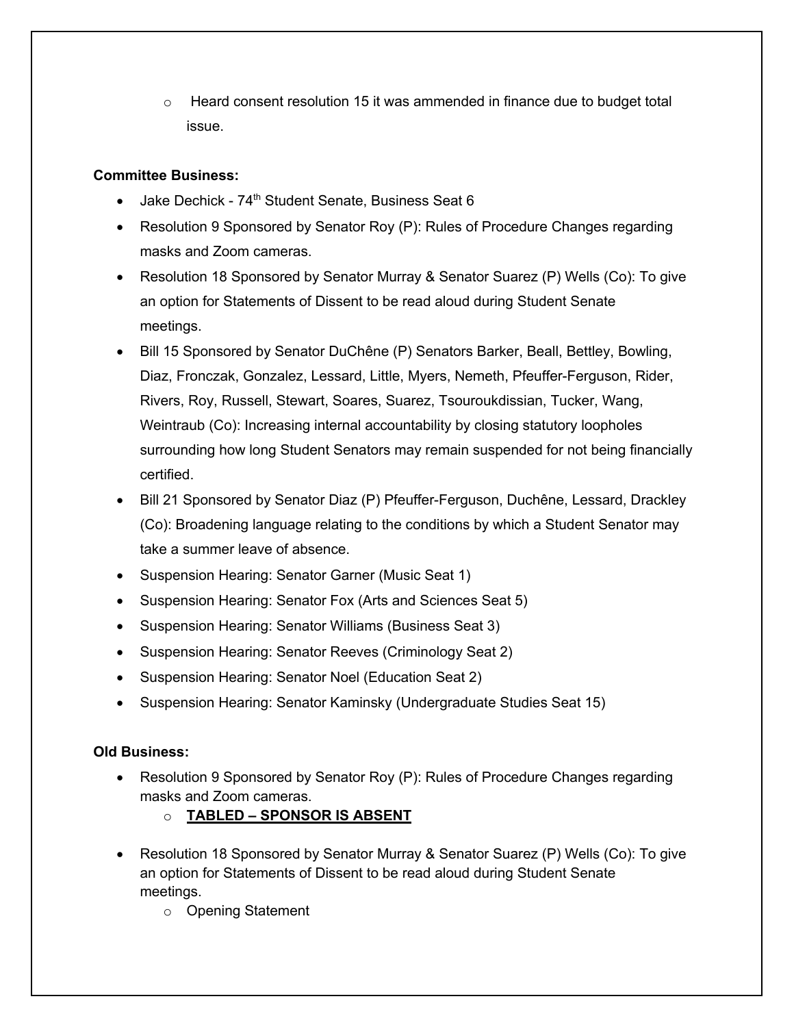- Heard consent resolution 15 it was ammended in finance due to budget total issue.

**Committee Business:**

- Jake Dechick - 74th Student Senate, Business Seat 6
- Resolution 9 Sponsored by Senator Roy (P): Rules of Procedure Changes regarding masks and Zoom cameras.
- Resolution 18 Sponsored by Senator Murray & Senator Suarez (P) Wells (Co): To give an option for Statements of Dissent to be read aloud during Student Senate meetings.
- Bill 15 Sponsored by Senator DuChêne (P) Senators Barker, Beall, Bettley, Bowling, Diaz, Fronczak, Gonzalez, Lessard, Little, Myers, Nemeth, Pfeuffer-Ferguson, Rider, Rivers, Roy, Russell, Stewart, Soares, Suarez, Tsouroukdissian, Tucker, Wang, Weintraub (Co): Increasing internal accountability by closing statutory loopholes surrounding how long Student Senators may remain suspended for not being financially certified.
- Bill 21 Sponsored by Senator Diaz (P) Pfeuffer-Ferguson, Duchêne, Lessard, Drackley (Co): Broadening language relating to the conditions by which a Student Senator may take a summer leave of absence.
- Suspension Hearing: Senator Garner (Music Seat 1)
- Suspension Hearing: Senator Fox (Arts and Sciences Seat 5)
- Suspension Hearing: Senator Williams (Business Seat 3)
- Suspension Hearing: Senator Reeves (Criminology Seat 2)
- Suspension Hearing: Senator Noel (Education Seat 2)
- Suspension Hearing: Senator Kaminsky (Undergraduate Studies Seat 15)

**Old Business:**

- Resolution 9 Sponsored by Senator Roy (P): Rules of Procedure Changes regarding masks and Zoom cameras.
  - **<u>TABLED – SPONSOR IS ABSENT</u>**
- Resolution 18 Sponsored by Senator Murray & Senator Suarez (P) Wells (Co): To give an option for Statements of Dissent to be read aloud during Student Senate meetings.
  - Opening Statement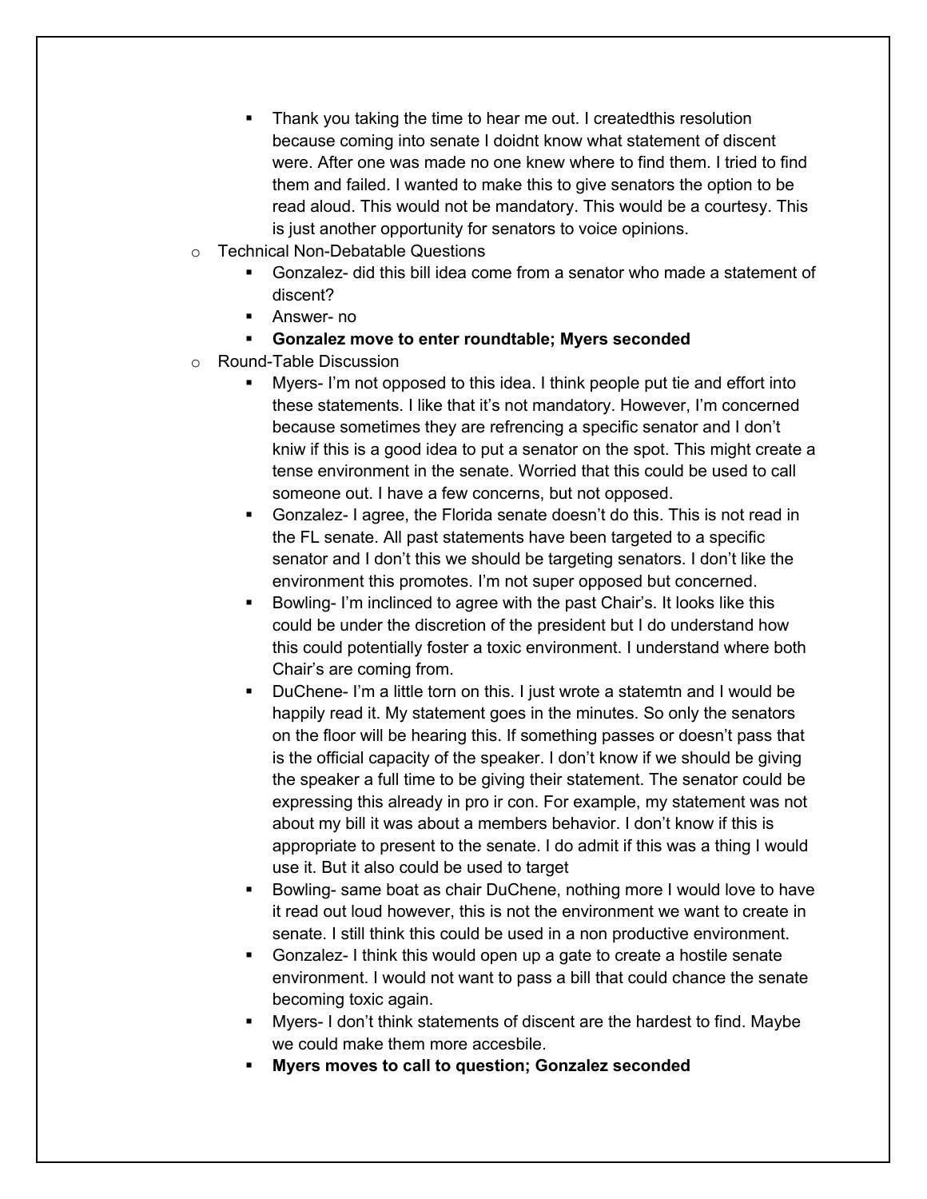- Thank you taking the time to hear me out. I createdthis resolution because coming into senate I doidnt know what statement of discent were. After one was made no one knew where to find them. I tried to find them and failed. I wanted to make this to give senators the option to be read aloud. This would not be mandatory. This would be a courtesy. This is just another opportunity for senators to voice opinions.
- Technical Non-Debatable Questions
   - Gonzalez- did this bill idea come from a senator who made a statement of discent?
   - Answer- no
   - **Gonzalez move to enter roundtable; Myers seconded**
- Round-Table Discussion
   - Myers- I'm not opposed to this idea. I think people put tie and effort into these statements. I like that it's not mandatory. However, I'm concerned because sometimes they are refrencing a specific senator and I don't kniw if this is a good idea to put a senator on the spot. This might create a tense environment in the senate. Worried that this could be used to call someone out. I have a few concerns, but not opposed.
   - Gonzalez- I agree, the Florida senate doesn't do this. This is not read in the FL senate. All past statements have been targeted to a specific senator and I don't this we should be targeting senators. I don't like the environment this promotes. I'm not super opposed but concerned.
   - Bowling- I'm inclinced to agree with the past Chair's. It looks like this could be under the discretion of the president but I do understand how this could potentially foster a toxic environment. I understand where both Chair's are coming from.
   - DuChene- I'm a little torn on this. I just wrote a statemtn and I would be happily read it. My statement goes in the minutes. So only the senators on the floor will be hearing this. If something passes or doesn't pass that is the official capacity of the speaker. I don't know if we should be giving the speaker a full time to be giving their statement. The senator could be expressing this already in pro ir con. For example, my statement was not about my bill it was about a members behavior. I don't know if this is appropriate to present to the senate. I do admit if this was a thing I would use it. But it also could be used to target
   - Bowling- same boat as chair DuChene, nothing more I would love to have it read out loud however, this is not the environment we want to create in senate. I still think this could be used in a non productive environment.
   - Gonzalez- I think this would open up a gate to create a hostile senate environment. I would not want to pass a bill that could chance the senate becoming toxic again.
   - Myers- I don't think statements of discent are the hardest to find. Maybe we could make them more accesbile.
   - **Myers moves to call to question; Gonzalez seconded**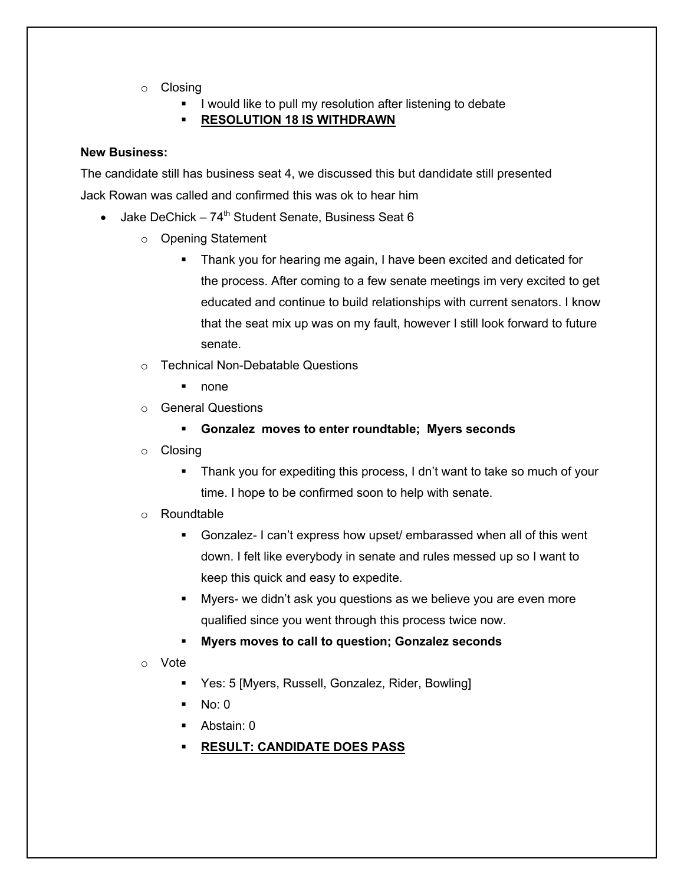- Closing
    - I would like to pull my resolution after listening to debate
    - **<u>RESOLUTION 18 IS WITHDRAWN</u>**

**New Business:**

The candidate still has business seat 4, we discussed this but dandidate still presented

Jack Rowan was called and confirmed this was ok to hear him

- Jake DeChick – 74th Student Senate, Business Seat 6
    - Opening Statement
        - Thank you for hearing me again, I have been excited and deticated for the process. After coming to a few senate meetings im very excited to get educated and continue to build relationships with current senators. I know that the seat mix up was on my fault, however I still look forward to future senate.
    - Technical Non-Debatable Questions
        - none
    - General Questions
        - **Gonzalez moves to enter roundtable; Myers seconds**
    - Closing
        - Thank you for expediting this process, I dn't want to take so much of your time. I hope to be confirmed soon to help with senate.
    - Roundtable
        - Gonzalez- I can't express how upset/ embarassed when all of this went down. I felt like everybody in senate and rules messed up so I want to keep this quick and easy to expedite.
        - Myers- we didn't ask you questions as we believe you are even more qualified since you went through this process twice now.
        - **Myers moves to call to question; Gonzalez seconds**
    - Vote
        - Yes: 5 [Myers, Russell, Gonzalez, Rider, Bowling]
        - No: 0
        - Abstain: 0
        - **<u>RESULT: CANDIDATE DOES PASS</u>**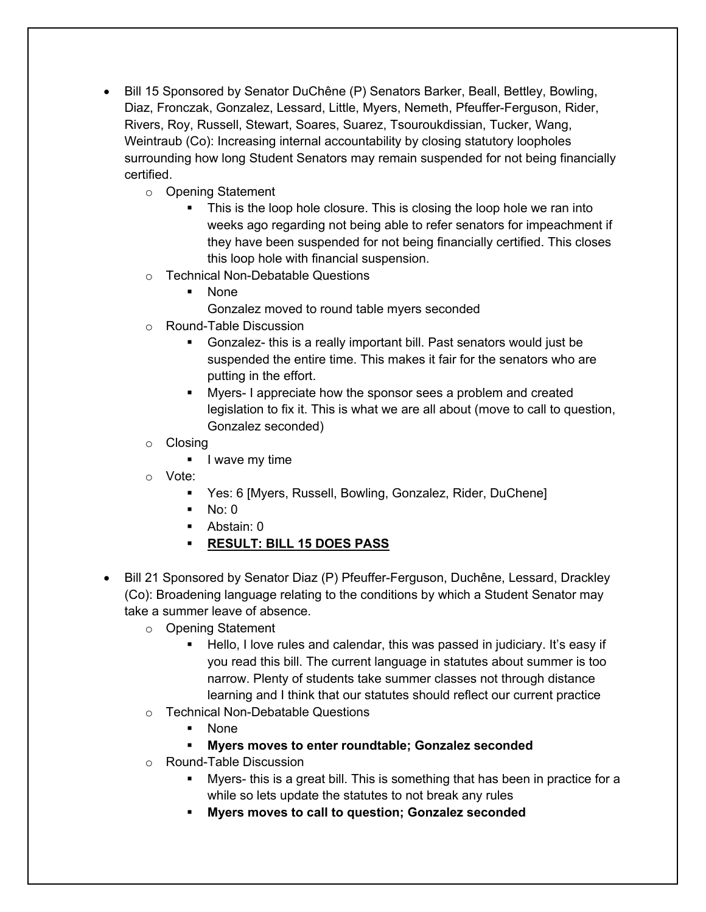- Bill 15 Sponsored by Senator DuChêne (P) Senators Barker, Beall, Bettley, Bowling, Diaz, Fronczak, Gonzalez, Lessard, Little, Myers, Nemeth, Pfeuffer-Ferguson, Rider, Rivers, Roy, Russell, Stewart, Soares, Suarez, Tsouroukdissian, Tucker, Wang, Weintraub (Co): Increasing internal accountability by closing statutory loopholes surrounding how long Student Senators may remain suspended for not being financially certified.
  - Opening Statement
    - This is the loop hole closure. This is closing the loop hole we ran into weeks ago regarding not being able to refer senators for impeachment if they have been suspended for not being financially certified. This closes this loop hole with financial suspension.
  - Technical Non-Debatable Questions
    - None
      
      Gonzalez moved to round table myers seconded
  - Round-Table Discussion
    - Gonzalez- this is a really important bill. Past senators would just be suspended the entire time. This makes it fair for the senators who are putting in the effort.
    - Myers- I appreciate how the sponsor sees a problem and created legislation to fix it. This is what we are all about (move to call to question, Gonzalez seconded)
  - Closing
    - I wave my time
  - Vote:
    - Yes: 6 [Myers, Russell, Bowling, Gonzalez, Rider, DuChene]
    - No: 0
    - Abstain: 0
    - **<u>RESULT: BILL 15 DOES PASS</u>**

- Bill 21 Sponsored by Senator Diaz (P) Pfeuffer-Ferguson, Duchêne, Lessard, Drackley (Co): Broadening language relating to the conditions by which a Student Senator may take a summer leave of absence.
  - Opening Statement
    - Hello, I love rules and calendar, this was passed in judiciary. It's easy if you read this bill. The current language in statutes about summer is too narrow. Plenty of students take summer classes not through distance learning and I think that our statutes should reflect our current practice
  - Technical Non-Debatable Questions
    - None
    - **Myers moves to enter roundtable; Gonzalez seconded**
  - Round-Table Discussion
    - Myers- this is a great bill. This is something that has been in practice for a while so lets update the statutes to not break any rules
    - **Myers moves to call to question; Gonzalez seconded**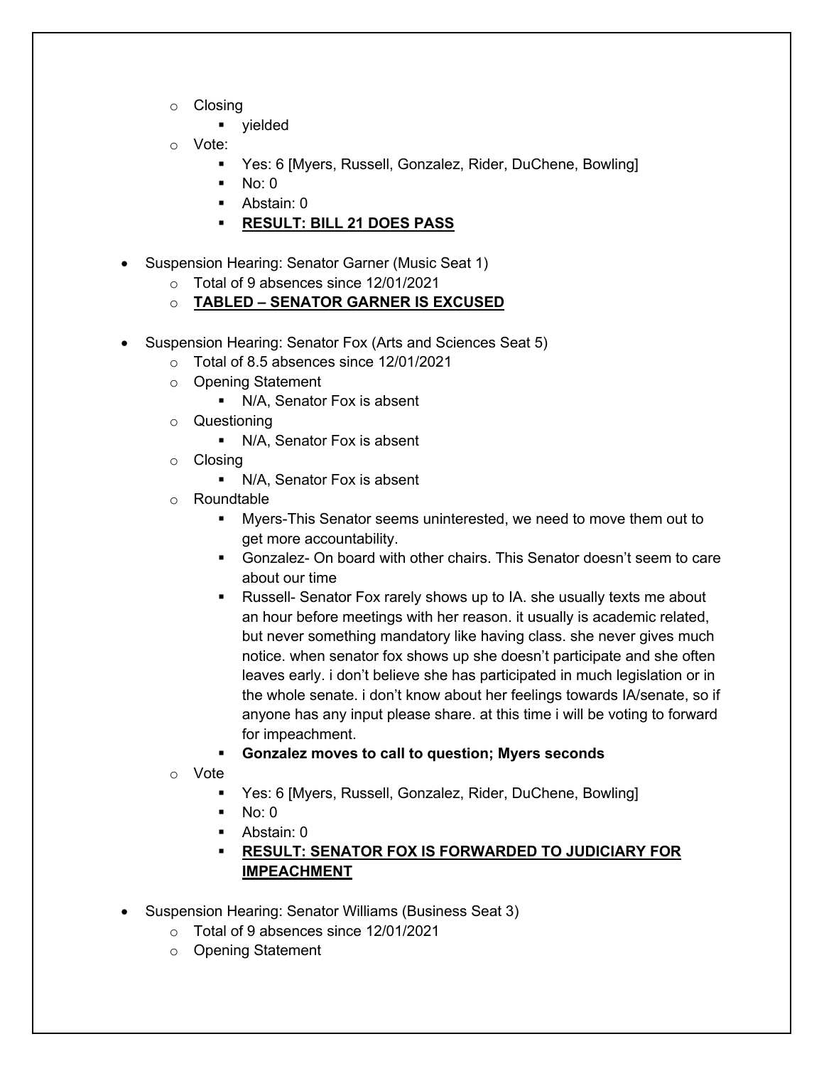- Closing
  - yielded
- Vote:
  - Yes: 6 [Myers, Russell, Gonzalez, Rider, DuChene, Bowling]
  - No: 0
  - Abstain: 0
  - **RESULT: BILL 21 DOES PASS**

- Suspension Hearing: Senator Garner (Music Seat 1)
  - Total of 9 absences since 12/01/2021
  - **TABLED – SENATOR GARNER IS EXCUSED**

- Suspension Hearing: Senator Fox (Arts and Sciences Seat 5)
  - Total of 8.5 absences since 12/01/2021
  - Opening Statement
    - N/A, Senator Fox is absent
  - Questioning
    - N/A, Senator Fox is absent
  - Closing
    - N/A, Senator Fox is absent
  - Roundtable
    - Myers-This Senator seems uninterested, we need to move them out to get more accountability.
    - Gonzalez- On board with other chairs. This Senator doesn't seem to care about our time
    - Russell- Senator Fox rarely shows up to IA. she usually texts me about an hour before meetings with her reason. it usually is academic related, but never something mandatory like having class. she never gives much notice. when senator fox shows up she doesn't participate and she often leaves early. i don't believe she has participated in much legislation or in the whole senate. i don't know about her feelings towards IA/senate, so if anyone has any input please share. at this time i will be voting to forward for impeachment.
    - **Gonzalez moves to call to question; Myers seconds**
  - Vote
    - Yes: 6 [Myers, Russell, Gonzalez, Rider, DuChene, Bowling]
    - No: 0
    - Abstain: 0
    - **RESULT: SENATOR FOX IS FORWARDED TO JUDICIARY FOR IMPEACHMENT**

- Suspension Hearing: Senator Williams (Business Seat 3)
  - Total of 9 absences since 12/01/2021
  - Opening Statement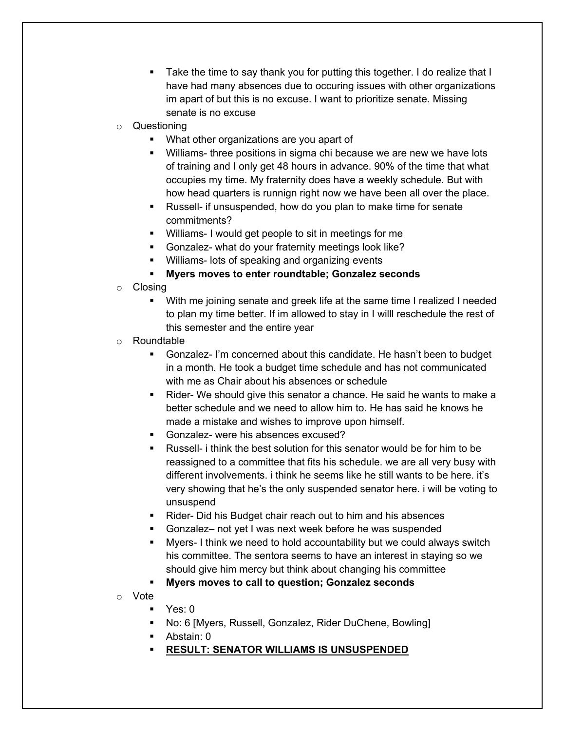- Take the time to say thank you for putting this together. I do realize that I have had many absences due to occuring issues with other organizations im apart of but this is no excuse. I want to prioritize senate. Missing senate is no excuse
- Questioning
    - What other organizations are you apart of
    - Williams- three positions in sigma chi because we are new we have lots of training and I only get 48 hours in advance. 90% of the time that what occupies my time. My fraternity does have a weekly schedule. But with how head quarters is runnign right now we have been all over the place.
    - Russell- if unsuspended, how do you plan to make time for senate commitments?
    - Williams- I would get people to sit in meetings for me
    - Gonzalez- what do your fraternity meetings look like?
    - Williams- lots of speaking and organizing events
    - **Myers moves to enter roundtable; Gonzalez seconds**
- Closing
    - With me joining senate and greek life at the same time I realized I needed to plan my time better. If im allowed to stay in I willl reschedule the rest of this semester and the entire year
- Roundtable
    - Gonzalez- I'm concerned about this candidate. He hasn't been to budget in a month. He took a budget time schedule and has not communicated with me as Chair about his absences or schedule
    - Rider- We should give this senator a chance. He said he wants to make a better schedule and we need to allow him to. He has said he knows he made a mistake and wishes to improve upon himself.
    - Gonzalez- were his absences excused?
    - Russell- i think the best solution for this senator would be for him to be reassigned to a committee that fits his schedule. we are all very busy with different involvements. i think he seems like he still wants to be here. it's very showing that he's the only suspended senator here. i will be voting to unsuspend
    - Rider- Did his Budget chair reach out to him and his absences
    - Gonzalez– not yet I was next week before he was suspended
    - Myers- I think we need to hold accountability but we could always switch his committee. The sentora seems to have an interest in staying so we should give him mercy but think about changing his committee
    - **Myers moves to call to question; Gonzalez seconds**
- Vote
    - Yes: 0
    - No: 6 [Myers, Russell, Gonzalez, Rider DuChene, Bowling]
    - Abstain: 0
    - **<u>RESULT: SENATOR WILLIAMS IS UNSUSPENDED</u>**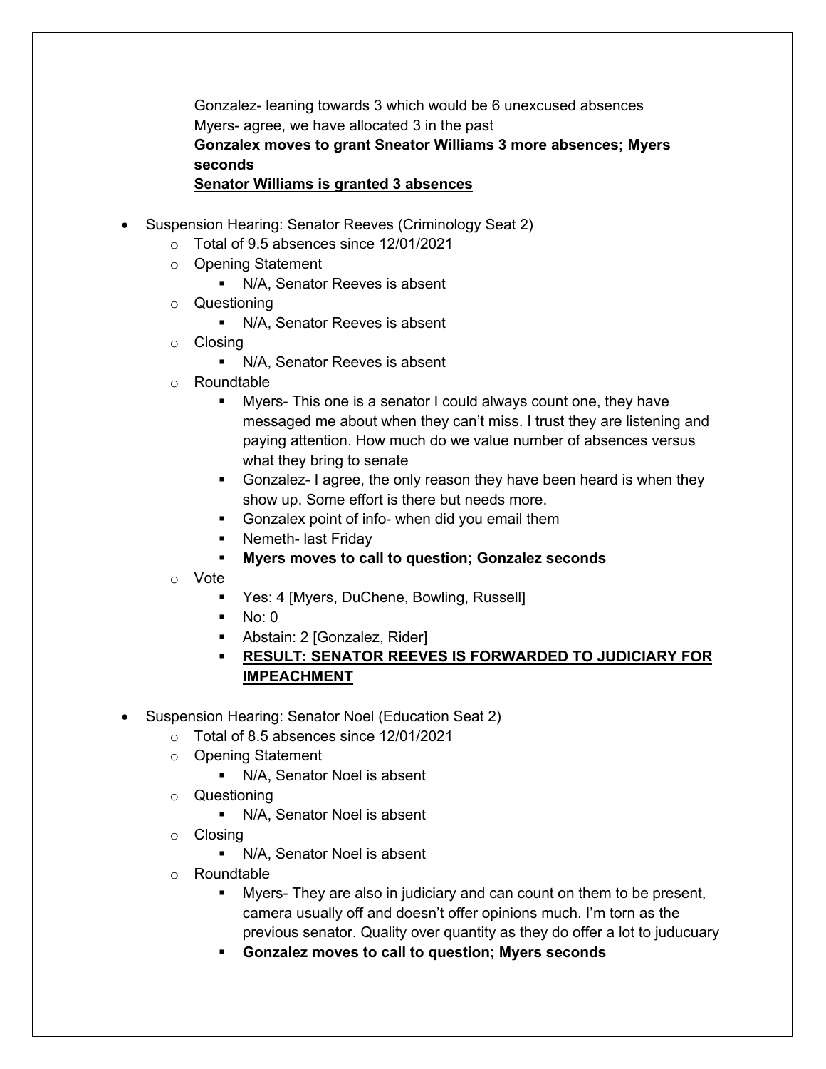Gonzalez- leaning towards 3 which would be 6 unexcused absences
Myers- agree, we have allocated 3 in the past
**Gonzalex moves to grant Sneator Williams 3 more absences; Myers seconds**
**<u>Senator Williams is granted 3 absences</u>**

- Suspension Hearing: Senator Reeves (Criminology Seat 2)
  - Total of 9.5 absences since 12/01/2021
  - Opening Statement
    - N/A, Senator Reeves is absent
  - Questioning
    - N/A, Senator Reeves is absent
  - Closing
    - N/A, Senator Reeves is absent
  - Roundtable
    - Myers- This one is a senator I could always count one, they have messaged me about when they can't miss. I trust they are listening and paying attention. How much do we value number of absences versus what they bring to senate
    - Gonzalez- I agree, the only reason they have been heard is when they show up. Some effort is there but needs more.
    - Gonzalex point of info- when did you email them
    - Nemeth- last Friday
    - **Myers moves to call to question; Gonzalez seconds**
  - Vote
    - Yes: 4 [Myers, DuChene, Bowling, Russell]
    - No: 0
    - Abstain: 2 [Gonzalez, Rider]
    - **<u>RESULT: SENATOR REEVES IS FORWARDED TO JUDICIARY FOR IMPEACHMENT</u>**

- Suspension Hearing: Senator Noel (Education Seat 2)
  - Total of 8.5 absences since 12/01/2021
  - Opening Statement
    - N/A, Senator Noel is absent
  - Questioning
    - N/A, Senator Noel is absent
  - Closing
    - N/A, Senator Noel is absent
  - Roundtable
    - Myers- They are also in judiciary and can count on them to be present, camera usually off and doesn't offer opinions much. I'm torn as the previous senator. Quality over quantity as they do offer a lot to juducuary
    - **Gonzalez moves to call to question; Myers seconds**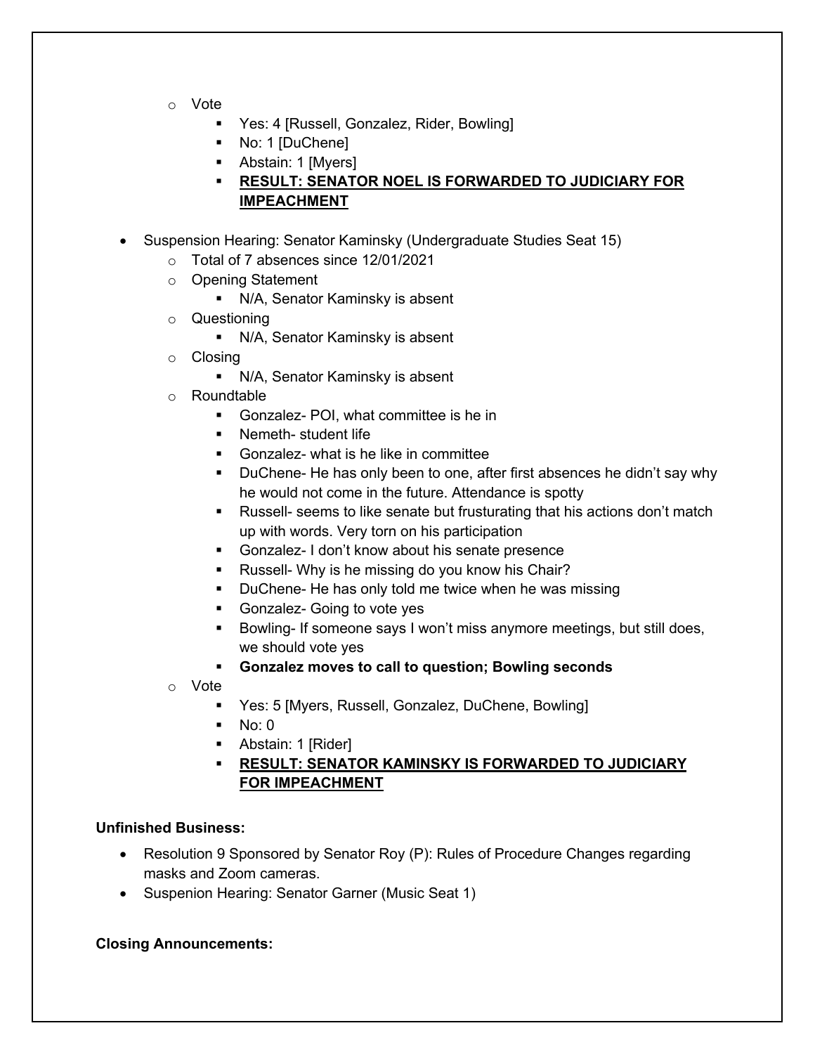- Vote
  - Yes: 4 [Russell, Gonzalez, Rider, Bowling]
  - No: 1 [DuChene]
  - Abstain: 1 [Myers]
  - **<u>RESULT: SENATOR NOEL IS FORWARDED TO JUDICIARY FOR IMPEACHMENT</u>**

- Suspension Hearing: Senator Kaminsky (Undergraduate Studies Seat 15)
  - Total of 7 absences since 12/01/2021
  - Opening Statement
    - N/A, Senator Kaminsky is absent
  - Questioning
    - N/A, Senator Kaminsky is absent
  - Closing
    - N/A, Senator Kaminsky is absent
  - Roundtable
    - Gonzalez- POI, what committee is he in
    - Nemeth- student life
    - Gonzalez- what is he like in committee
    - DuChene- He has only been to one, after first absences he didn't say why he would not come in the future. Attendance is spotty
    - Russell- seems to like senate but frusturating that his actions don't match up with words. Very torn on his participation
    - Gonzalez- I don't know about his senate presence
    - Russell- Why is he missing do you know his Chair?
    - DuChene- He has only told me twice when he was missing
    - Gonzalez- Going to vote yes
    - Bowling- If someone says I won't miss anymore meetings, but still does, we should vote yes
    - **Gonzalez moves to call to question; Bowling seconds**
  - Vote
    - Yes: 5 [Myers, Russell, Gonzalez, DuChene, Bowling]
    - No: 0
    - Abstain: 1 [Rider]
    - **<u>RESULT: SENATOR KAMINSKY IS FORWARDED TO JUDICIARY FOR IMPEACHMENT</u>**

**Unfinished Business:**

- Resolution 9 Sponsored by Senator Roy (P): Rules of Procedure Changes regarding masks and Zoom cameras.
- Suspenion Hearing: Senator Garner (Music Seat 1)

**Closing Announcements:**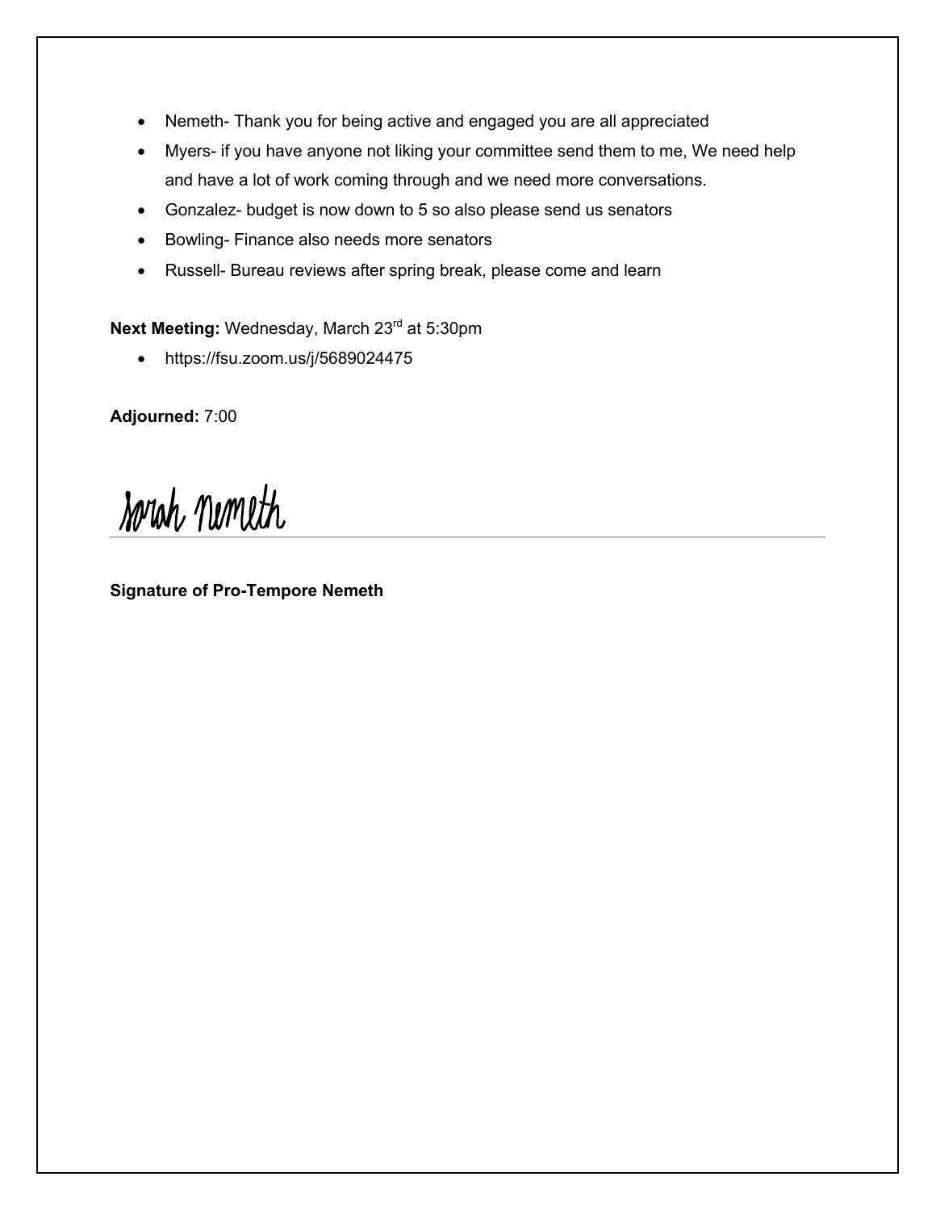- Nemeth- Thank you for being active and engaged you are all appreciated
- Myers- if you have anyone not liking your committee send them to me, We need help and have a lot of work coming through and we need more conversations.
- Gonzalez- budget is now down to 5 so also please send us senators
- Bowling- Finance also needs more senators
- Russell- Bureau reviews after spring break, please come and learn

**Next Meeting:** Wednesday, March 23rd at 5:30pm

- https://fsu.zoom.us/j/5689024475

**Adjourned:** 7:00

Sarah Nemeth

**Signature of Pro-Tempore Nemeth**